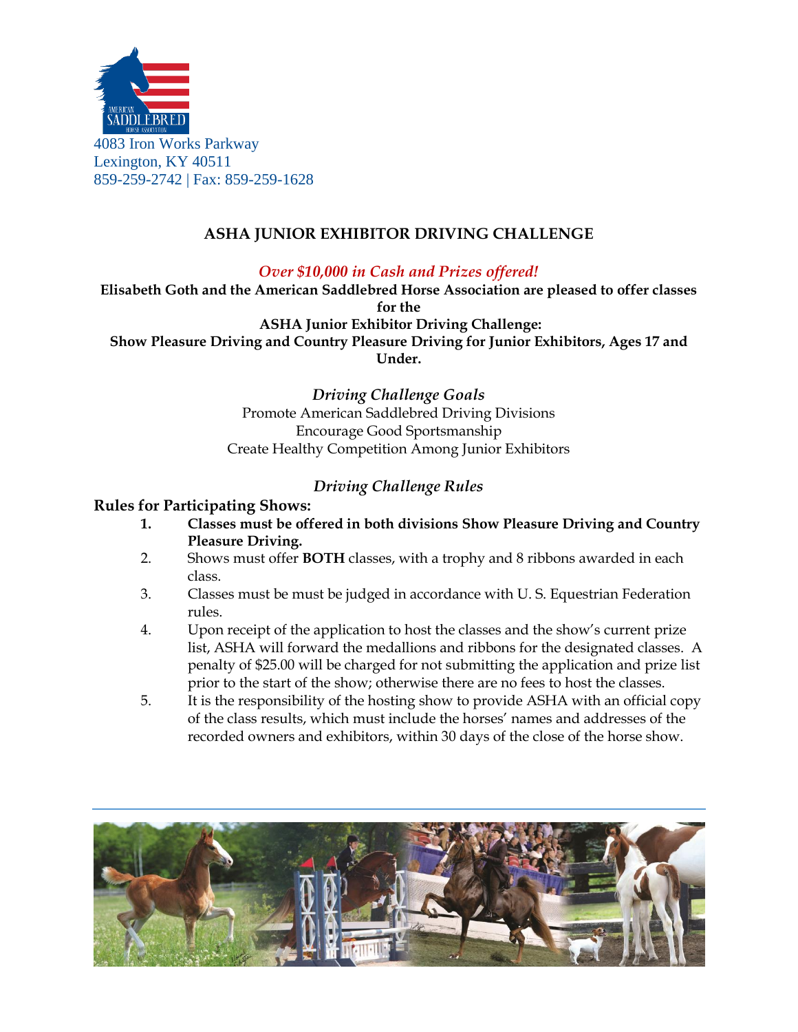4083 Iron Works Parkway
Lexington, KY 40511
859-259-2742 | Fax: 859-259-1628

# ASHA JUNIOR EXHIBITOR DRIVING CHALLENGE

*Over $10,000 in Cash and Prizes offered!*

**Elisabeth Goth and the American Saddlebred Horse Association are pleased to offer classes for the**
**ASHA Junior Exhibitor Driving Challenge:**
**Show Pleasure Driving and Country Pleasure Driving for Junior Exhibitors, Ages 17 and Under.**

## *Driving Challenge Goals*

Promote American Saddlebred Driving Divisions
Encourage Good Sportsmanship
Create Healthy Competition Among Junior Exhibitors

## *Driving Challenge Rules*

### Rules for Participating Shows:

1. **Classes must be offered in both divisions Show Pleasure Driving and Country Pleasure Driving.**
2. Shows must offer **BOTH** classes, with a trophy and 8 ribbons awarded in each class.
3. Classes must be must be judged in accordance with U. S. Equestrian Federation rules.
4. Upon receipt of the application to host the classes and the show's current prize list, ASHA will forward the medallions and ribbons for the designated classes. A penalty of $25.00 will be charged for not submitting the application and prize list prior to the start of the show; otherwise there are no fees to host the classes.
5. It is the responsibility of the hosting show to provide ASHA with an official copy of the class results, which must include the horses' names and addresses of the recorded owners and exhibitors, within 30 days of the close of the horse show.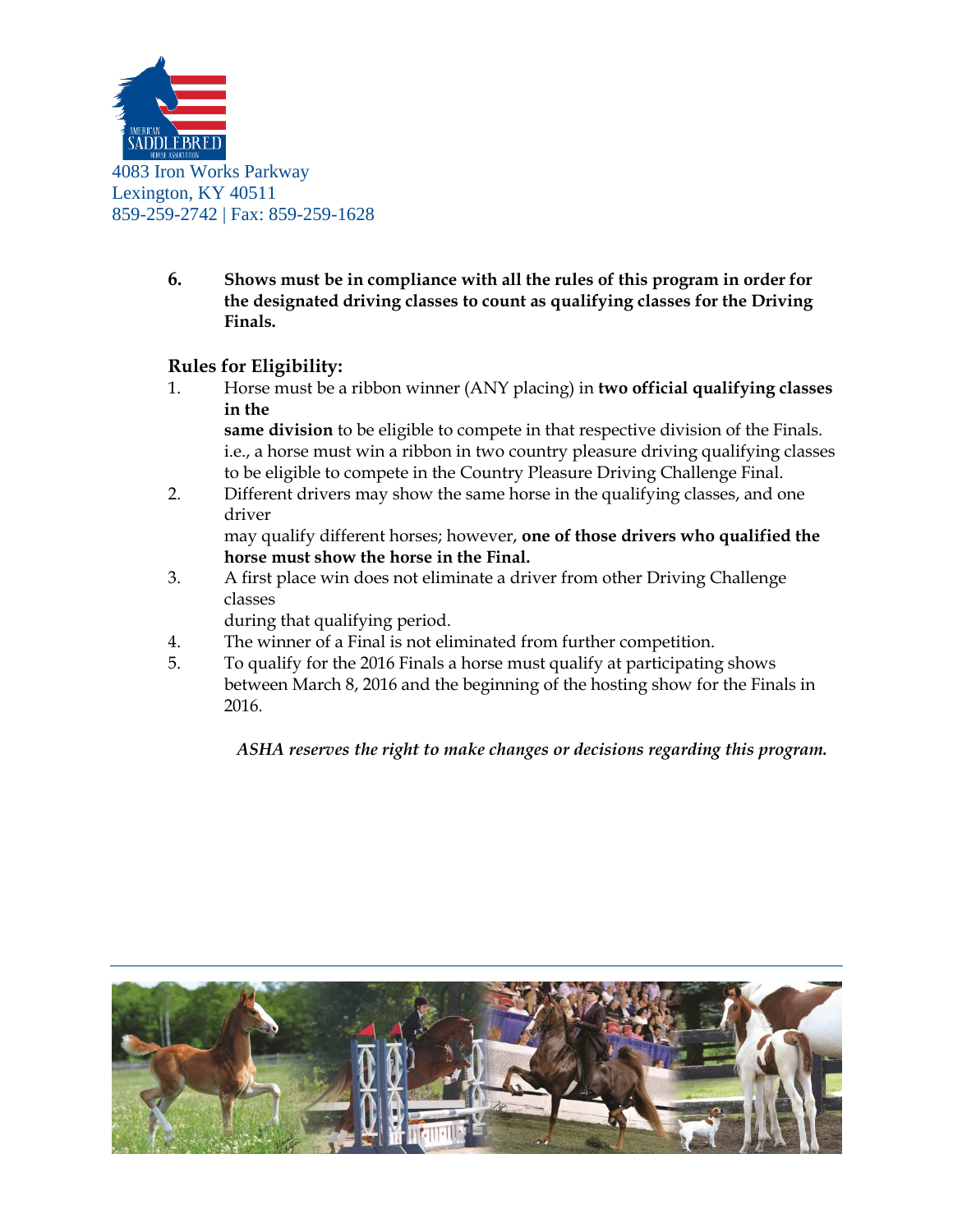4083 Iron Works Parkway
Lexington, KY 40511
859-259-2742 | Fax: 859-259-1628

6. **Shows must be in compliance with all the rules of this program in order for the designated driving classes to count as qualifying classes for the Driving Finals.**

**Rules for Eligibility:**

1. Horse must be a ribbon winner (ANY placing) in **two official qualifying classes in the same division** to be eligible to compete in that respective division of the Finals. i.e., a horse must win a ribbon in two country pleasure driving qualifying classes to be eligible to compete in the Country Pleasure Driving Challenge Final.
2. Different drivers may show the same horse in the qualifying classes, and one driver may qualify different horses; however, **one of those drivers who qualified the horse must show the horse in the Final.**
3. A first place win does not eliminate a driver from other Driving Challenge classes during that qualifying period.
4. The winner of a Final is not eliminated from further competition.
5. To qualify for the 2016 Finals a horse must qualify at participating shows between March 8, 2016 and the beginning of the hosting show for the Finals in 2016.

***ASHA reserves the right to make changes or decisions regarding this program.***